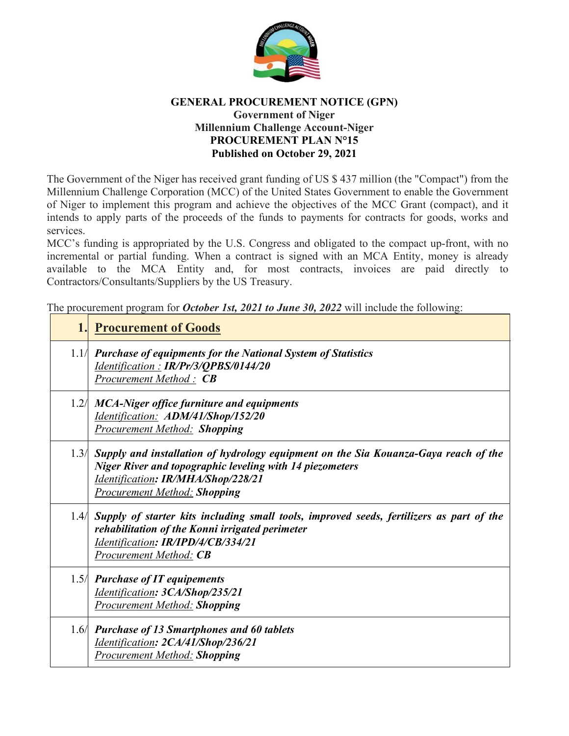**GENERAL PROCUREMENT NOTICE (GPN)**
**Government of Niger**
**Millennium Challenge Account-Niger**
**PROCUREMENT PLAN N°15**
**Published on October 29, 2021**

The Government of the Niger has received grant funding of US $ 437 million (the "Compact") from the Millennium Challenge Corporation (MCC) of the United States Government to enable the Government of Niger to implement this program and achieve the objectives of the MCC Grant (compact), and it intends to apply parts of the proceeds of the funds to payments for contracts for goods, works and services.

MCC's funding is appropriated by the U.S. Congress and obligated to the compact up-front, with no incremental or partial funding. When a contract is signed with an MCA Entity, money is already available to the MCA Entity and, for most contracts, invoices are paid directly to Contractors/Consultants/Suppliers by the US Treasury.

The procurement program for ***October 1st, 2021 to June 30, 2022*** will include the following:

| **1.** | **Procurement of Goods** |
|---|---|
| 1.1/ | ***Purchase of equipments for the National System of Statistics***<br>Identification : ***IR/Pr/3/QPBS/0144/20***<br>Procurement Method : ***CB*** |
| 1.2/ | ***MCA-Niger office furniture and equipments***<br>Identification: ***ADM/41/Shop/152/20***<br>Procurement Method: ***Shopping*** |
| 1.3/ | ***Supply and installation of hydrology equipment on the Sia Kouanza-Gaya reach of the Niger River and topographic leveling with 14 piezometers***<br>Identification***: IR/MHA/Shop/228/21***<br>Procurement Method: ***Shopping*** |
| 1.4/ | ***Supply of starter kits including small tools, improved seeds, fertilizers as part of the rehabilitation of the Konni irrigated perimeter***<br>Identification***: IR/IPD/4/CB/334/21***<br>Procurement Method: ***CB*** |
| 1.5/ | ***Purchase of IT equipements***<br>Identification***: 3CA/Shop/235/21***<br>Procurement Method: ***Shopping*** |
| 1.6/ | ***Purchase of 13 Smartphones and 60 tablets***<br>Identification***: 2CA/41/Shop/236/21***<br>Procurement Method: ***Shopping*** |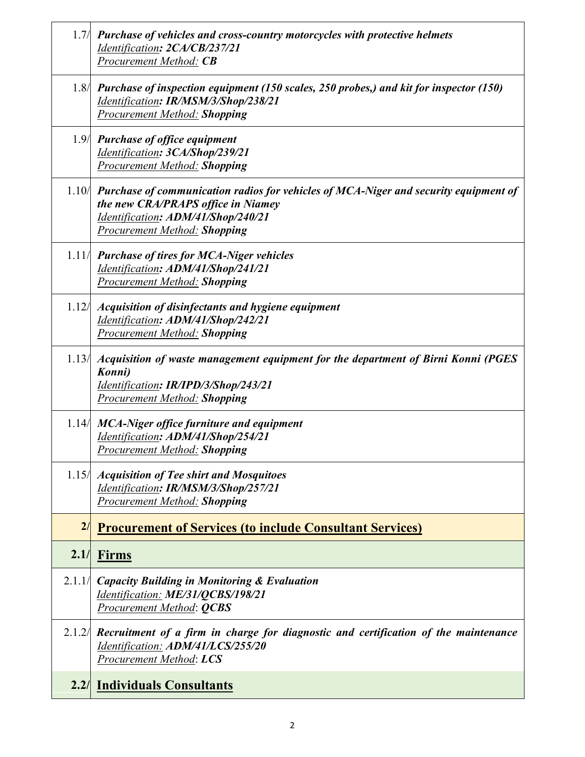| | |
|---|---|
| 1.7/ | ***Purchase of vehicles and cross-country motorcycles with protective helmets***<br>*Identification**: 2CA/CB/237/21***<br>*Procurement Method:* ***CB*** |
| 1.8/ | ***Purchase of inspection equipment (150 scales, 250 probes,) and kit for inspector (150)***<br>*Identification**: IR/MSM/3/Shop/238/21***<br>*Procurement Method:* ***Shopping*** |
| 1.9/ | ***Purchase of office equipment***<br>*Identification**: 3CA/Shop/239/21***<br>*Procurement Method:* ***Shopping*** |
| 1.10/ | ***Purchase of communication radios for vehicles of MCA-Niger and security equipment of the new CRA/PRAPS office in Niamey***<br>*Identification**: ADM/41/Shop/240/21***<br>*Procurement Method:* ***Shopping*** |
| 1.11/ | ***Purchase of tires for MCA-Niger vehicles***<br>*Identification**: ADM/41/Shop/241/21***<br>*Procurement Method:* ***Shopping*** |
| 1.12/ | ***Acquisition of disinfectants and hygiene equipment***<br>*Identification**: ADM/41/Shop/242/21***<br>*Procurement Method:* ***Shopping*** |
| 1.13/ | ***Acquisition of waste management equipment for the department of Birni Konni (PGES Konni)***<br>*Identification**: IR/IPD/3/Shop/243/21***<br>*Procurement Method:* ***Shopping*** |
| 1.14/ | ***MCA-Niger office furniture and equipment***<br>*Identification**: ADM/41/Shop/254/21***<br>*Procurement Method:* ***Shopping*** |
| 1.15/ | ***Acquisition of Tee shirt and Mosquitoes***<br>*Identification**: IR/MSM/3/Shop/257/21***<br>*Procurement Method:* ***Shopping*** |
| **2/** | **Procurement of Services (to include Consultant Services)** |
| **2.1/** | **Firms** |
| 2.1.1/ | ***Capacity Building in Monitoring & Evaluation***<br>*Identification:* ***ME/31/QCBS/198/21***<br>*Procurement Method*: ***QCBS*** |
| 2.1.2/ | ***Recruitment of a firm in charge for diagnostic and certification of the maintenance***<br>*Identification:* ***ADM/41/LCS/255/20***<br>*Procurement Method*: ***LCS*** |
| **2.2/** | **Individuals Consultants** |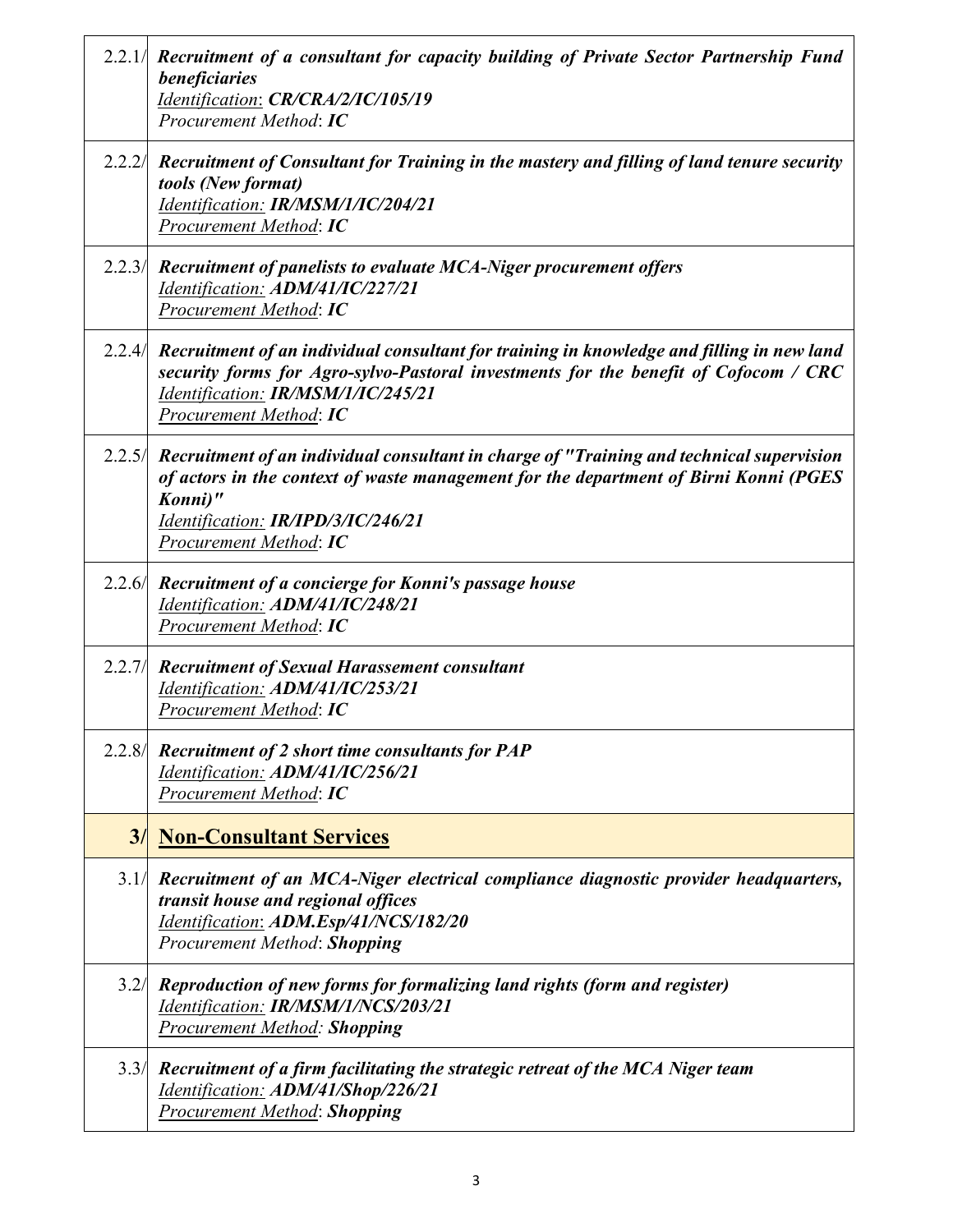| | |
|---|---|
| 2.2.1/ | ***Recruitment of a consultant for capacity building of Private Sector Partnership Fund beneficiaries***<br>*Identification*: ***CR/CRA/2/IC/105/19***<br>*Procurement Method*: ***IC*** |
| 2.2.2/ | ***Recruitment of Consultant for Training in the mastery and filling of land tenure security tools (New format)***<br>*Identification:* ***IR/MSM/1/IC/204/21***<br>*Procurement Method*: ***IC*** |
| 2.2.3/ | ***Recruitment of panelists to evaluate MCA-Niger procurement offers***<br>*Identification:* ***ADM/41/IC/227/21***<br>*Procurement Method*: ***IC*** |
| 2.2.4/ | ***Recruitment of an individual consultant for training in knowledge and filling in new land security forms for Agro-sylvo-Pastoral investments for the benefit of Cofocom / CRC***<br>*Identification:* ***IR/MSM/1/IC/245/21***<br>*Procurement Method*: ***IC*** |
| 2.2.5/ | ***Recruitment of an individual consultant in charge of "Training and technical supervision of actors in the context of waste management for the department of Birni Konni (PGES Konni)"***<br>*Identification:* ***IR/IPD/3/IC/246/21***<br>*Procurement Method*: ***IC*** |
| 2.2.6/ | ***Recruitment of a concierge for Konni's passage house***<br>*Identification:* ***ADM/41/IC/248/21***<br>*Procurement Method*: ***IC*** |
| 2.2.7/ | ***Recruitment of Sexual Harassement consultant***<br>*Identification:* ***ADM/41/IC/253/21***<br>*Procurement Method*: ***IC*** |
| 2.2.8/ | ***Recruitment of 2 short time consultants for PAP***<br>*Identification:* ***ADM/41/IC/256/21***<br>*Procurement Method*: ***IC*** |
| **3/** | **Non-Consultant Services** |
| 3.1/ | ***Recruitment of an MCA-Niger electrical compliance diagnostic provider headquarters, transit house and regional offices***<br>*Identification*: ***ADM.Esp/41/NCS/182/20***<br>*Procurement Method*: ***Shopping*** |
| 3.2/ | ***Reproduction of new forms for formalizing land rights (form and register)***<br>*Identification:* ***IR/MSM/1/NCS/203/21***<br>*Procurement Method:* ***Shopping*** |
| 3.3/ | ***Recruitment of a firm facilitating the strategic retreat of the MCA Niger team***<br>*Identification:* ***ADM/41/Shop/226/21***<br>*Procurement Method*: ***Shopping*** |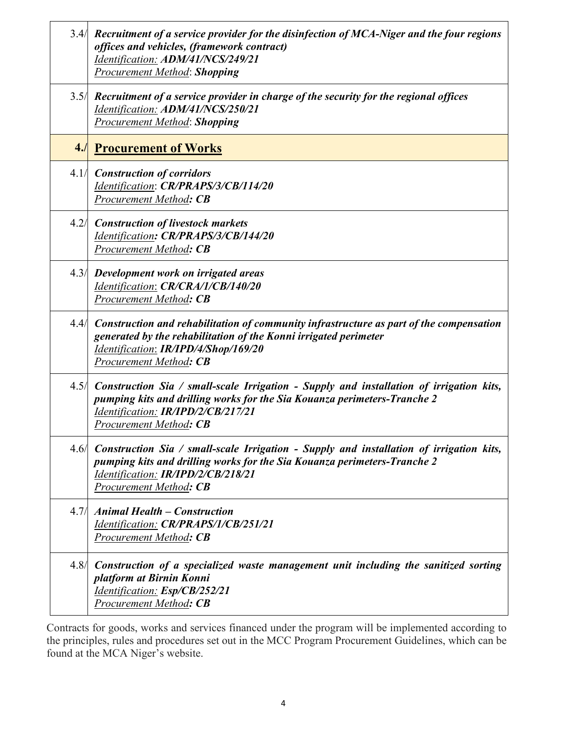| | |
|---|---|
| 3.4/ | ***Recruitment of a service provider for the disinfection of MCA-Niger and the four regions offices and vehicles, (framework contract)***<br>*Identification:* ***ADM/41/NCS/249/21***<br>*Procurement Method*: ***Shopping*** |
| 3.5/ | ***Recruitment of a service provider in charge of the security for the regional offices***<br>*Identification:* ***ADM/41/NCS/250/21***<br>*Procurement Method*: ***Shopping*** |
| **4./** | **Procurement of Works** |
| 4.1/ | ***Construction of corridors***<br>*Identification*: ***CR/PRAPS/3/CB/114/20***<br>*Procurement Method*: ***CB*** |
| 4.2/ | ***Construction of livestock markets***<br>*Identification*: ***CR/PRAPS/3/CB/144/20***<br>*Procurement Method*: ***CB*** |
| 4.3/ | ***Development work on irrigated areas***<br>*Identification*: ***CR/CRA/1/CB/140/20***<br>*Procurement Method*: ***CB*** |
| 4.4/ | ***Construction and rehabilitation of community infrastructure as part of the compensation generated by the rehabilitation of the Konni irrigated perimeter***<br>*Identification*: ***IR/IPD/4/Shop/169/20***<br>*Procurement Method*: ***CB*** |
| 4.5/ | ***Construction Sia / small-scale Irrigation - Supply and installation of irrigation kits, pumping kits and drilling works for the Sia Kouanza perimeters-Tranche 2***<br>*Identification:* ***IR/IPD/2/CB/217/21***<br>*Procurement Method*: ***CB*** |
| 4.6/ | ***Construction Sia / small-scale Irrigation - Supply and installation of irrigation kits, pumping kits and drilling works for the Sia Kouanza perimeters-Tranche 2***<br>*Identification:* ***IR/IPD/2/CB/218/21***<br>*Procurement Method*: ***CB*** |
| 4.7/ | ***Animal Health – Construction***<br>*Identification:* ***CR/PRAPS/1/CB/251/21***<br>*Procurement Method*: ***CB*** |
| 4.8/ | ***Construction of a specialized waste management unit including the sanitized sorting platform at Birnin Konni***<br>*Identification:* ***Esp/CB/252/21***<br>*Procurement Method*: ***CB*** |

Contracts for goods, works and services financed under the program will be implemented according to the principles, rules and procedures set out in the MCC Program Procurement Guidelines, which can be found at the MCA Niger's website.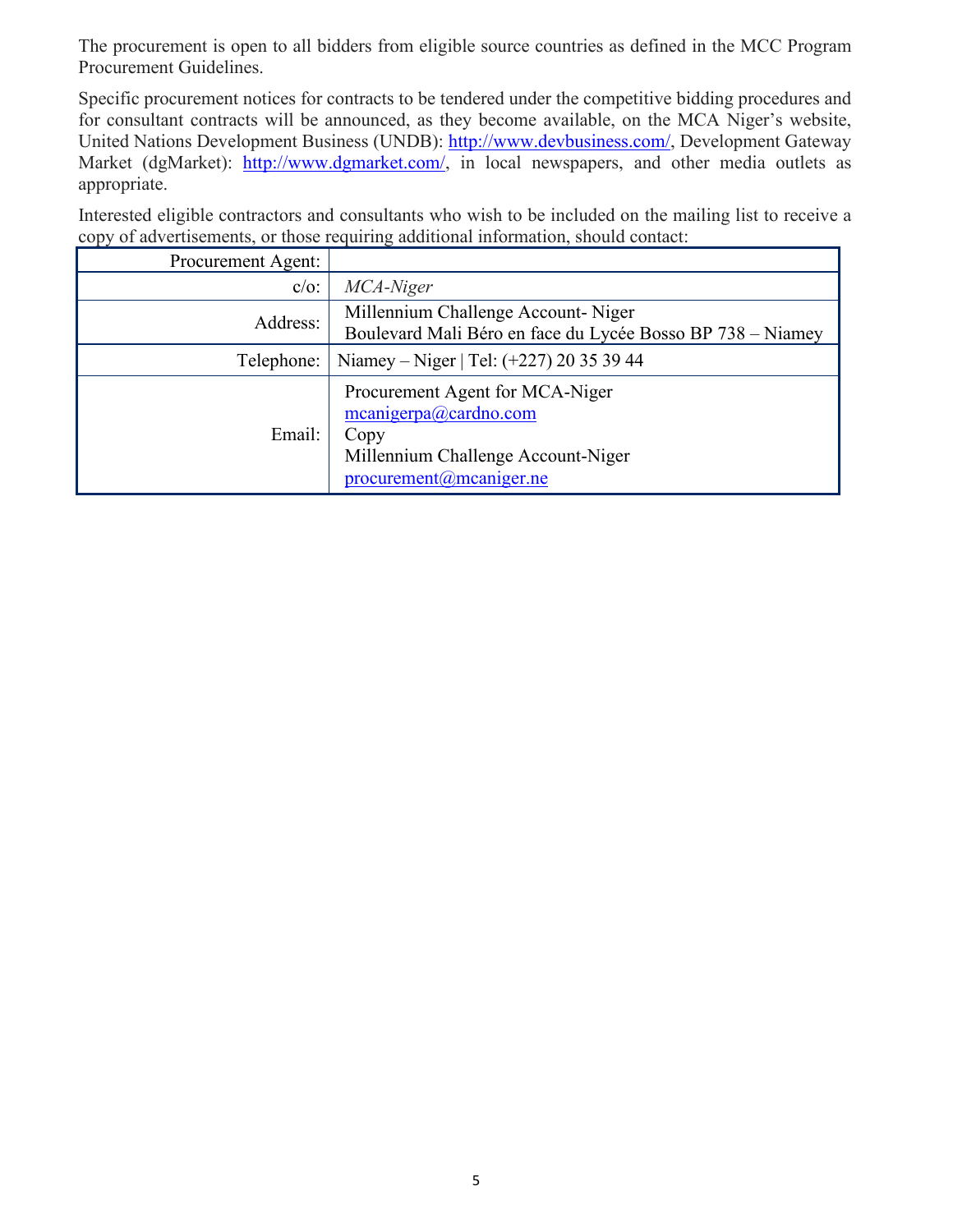The procurement is open to all bidders from eligible source countries as defined in the MCC Program Procurement Guidelines.

Specific procurement notices for contracts to be tendered under the competitive bidding procedures and for consultant contracts will be announced, as they become available, on the MCA Niger's website, United Nations Development Business (UNDB): http://www.devbusiness.com/, Development Gateway Market (dgMarket): http://www.dgmarket.com/, in local newspapers, and other media outlets as appropriate.

Interested eligible contractors and consultants who wish to be included on the mailing list to receive a copy of advertisements, or those requiring additional information, should contact:

| | |
|---|---|
| Procurement Agent: | |
| c/o: | *MCA-Niger* |
| Address: | Millennium Challenge Account- Niger<br>Boulevard Mali Béro en face du Lycée Bosso BP 738 – Niamey |
| Telephone: | Niamey – Niger \| Tel: (+227) 20 35 39 44 |
| Email: | Procurement Agent for MCA-Niger<br>mcanigerpa@cardno.com<br>Copy<br>Millennium Challenge Account-Niger<br>procurement@mcaniger.ne |